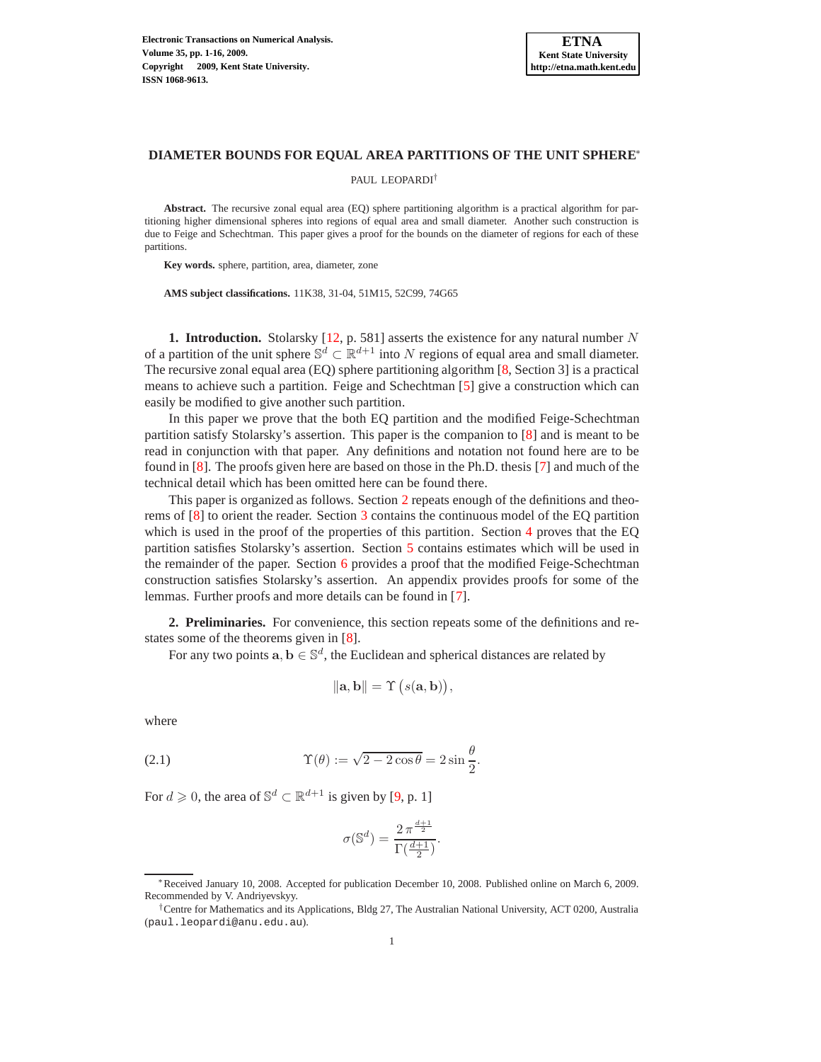# DIAMETER BOUNDS FOR EQUAL AREA PARTITIONS OF THE UNIT SPHERE[*]

PAUL LEOPARDI[†]

**Abstract.** The recursive zonal equal area (EQ) sphere partitioning algorithm is a practical algorithm for partitioning higher dimensional spheres into regions of equal area and small diameter. Another such construction is due to Feige and Schechtman. This paper gives a proof for the bounds on the diameter of regions for each of these partitions.

**Key words.** sphere, partition, area, diameter, zone

**AMS subject classifications.** 11K38, 31-04, 51M15, 52C99, 74G65

**1. Introduction.** Stolarsky [12, p. 581] asserts the existence for any natural number $N$ of a partition of the unit sphere $\mathbb{S}^d \subset \mathbb{R}^{d+1}$ into $N$ regions of equal area and small diameter. The recursive zonal equal area (EQ) sphere partitioning algorithm [8, Section 3] is a practical means to achieve such a partition. Feige and Schechtman [5] give a construction which can easily be modified to give another such partition.

In this paper we prove that the both EQ partition and the modified Feige-Schechtman partition satisfy Stolarsky's assertion. This paper is the companion to [8] and is meant to be read in conjunction with that paper. Any definitions and notation not found here are to be found in [8]. The proofs given here are based on those in the Ph.D. thesis [7] and much of the technical detail which has been omitted here can be found there.

This paper is organized as follows. Section 2 repeats enough of the definitions and theorems of [8] to orient the reader. Section 3 contains the continuous model of the EQ partition which is used in the proof of the properties of this partition. Section 4 proves that the EQ partition satisfies Stolarsky's assertion. Section 5 contains estimates which will be used in the remainder of the paper. Section 6 provides a proof that the modified Feige-Schechtman construction satisfies Stolarsky's assertion. An appendix provides proofs for some of the lemmas. Further proofs and more details can be found in [7].

**2. Preliminaries.** For convenience, this section repeats some of the definitions and restates some of the theorems given in [8].

For any two points $\mathbf{a}, \mathbf{b} \in \mathbb{S}^d$, the Euclidean and spherical distances are related by

$$\|\mathbf{a}, \mathbf{b}\| = \Upsilon\left(s(\mathbf{a}, \mathbf{b})\right),$$

where

$$\Upsilon(\theta) := \sqrt{2 - 2\cos\theta} = 2\sin\frac{\theta}{2}. \tag{2.1}$$

For $d \geqslant 0$, the area of $\mathbb{S}^d \subset \mathbb{R}^{d+1}$ is given by [9, p. 1]

$$\sigma(\mathbb{S}^d) = \frac{2\,\pi^{\frac{d+1}{2}}}{\Gamma(\frac{d+1}{2})}.$$

[*] Received January 10, 2008. Accepted for publication December 10, 2008. Published online on March 6, 2009. Recommended by V. Andriyevskyy.

[†] Centre for Mathematics and its Applications, Bldg 27, The Australian National University, ACT 0200, Australia (paul.leopardi@anu.edu.au).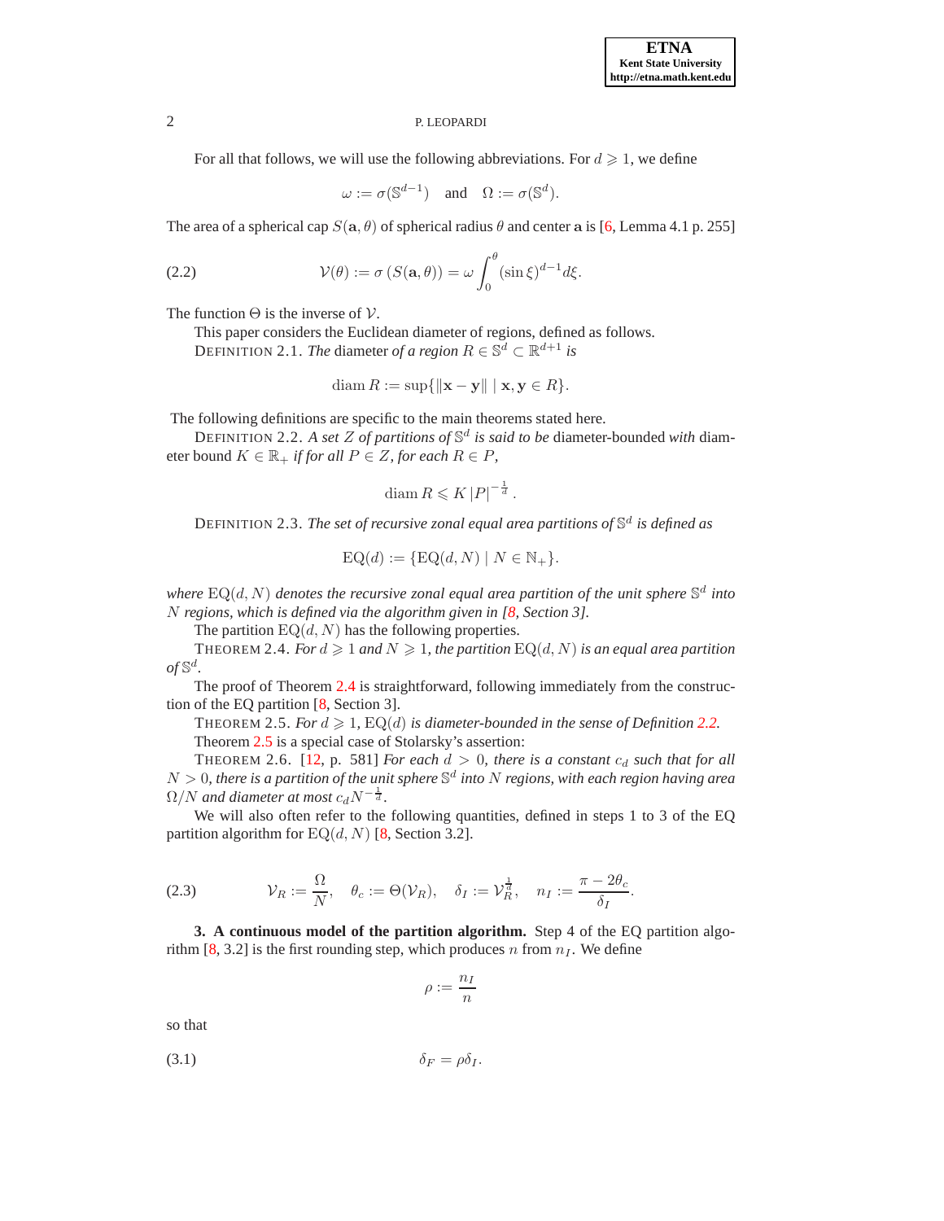For all that follows, we will use the following abbreviations. For $d \geqslant 1$, we define

$$\omega := \sigma(\mathbb{S}^{d-1}) \quad \text{and} \quad \Omega := \sigma(\mathbb{S}^d).$$

The area of a spherical cap $S(\mathbf{a}, \theta)$ of spherical radius $\theta$ and center $\mathbf{a}$ is [6, Lemma 4.1 p. 255]

$$\mathcal{V}(\theta) := \sigma\left(S(\mathbf{a}, \theta)\right) = \omega \int_0^\theta (\sin \xi)^{d-1} d\xi. \tag{2.2}$$

The function $\Theta$ is the inverse of $\mathcal{V}$.

This paper considers the Euclidean diameter of regions, defined as follows.

DEFINITION 2.1. *The* diameter *of a region $R \in \mathbb{S}^d \subset \mathbb{R}^{d+1}$ is*

$$\operatorname{diam} R := \sup\{\|\mathbf{x} - \mathbf{y}\| \mid \mathbf{x}, \mathbf{y} \in R\}.$$

The following definitions are specific to the main theorems stated here.

DEFINITION 2.2. *A set $Z$ of partitions of $\mathbb{S}^d$ is said to be* diameter-bounded *with* diameter bound $K \in \mathbb{R}_+$ *if for all $P \in Z$, for each $R \in P$,*

$$\operatorname{diam} R \leqslant K\, |P|^{-\frac{1}{d}}.$$

DEFINITION 2.3. *The set of recursive zonal equal area partitions of $\mathbb{S}^d$ is defined as*

$$\mathrm{EQ}(d) := \{\mathrm{EQ}(d, N) \mid N \in \mathbb{N}_+\}.$$

*where $\mathrm{EQ}(d, N)$ denotes the recursive zonal equal area partition of the unit sphere $\mathbb{S}^d$ into $N$ regions, which is defined via the algorithm given in [8, Section 3].*

The partition $\mathrm{EQ}(d, N)$ has the following properties.

THEOREM 2.4. *For $d \geqslant 1$ and $N \geqslant 1$, the partition $\mathrm{EQ}(d, N)$ is an equal area partition of $\mathbb{S}^d$.*

The proof of Theorem 2.4 is straightforward, following immediately from the construction of the EQ partition [8, Section 3].

THEOREM 2.5. *For $d \geqslant 1$, $\mathrm{EQ}(d)$ is diameter-bounded in the sense of Definition 2.2.*

Theorem 2.5 is a special case of Stolarsky's assertion:

THEOREM 2.6. [12, p. 581] *For each $d > 0$, there is a constant $c_d$ such that for all $N > 0$, there is a partition of the unit sphere $\mathbb{S}^d$ into $N$ regions, with each region having area $\Omega/N$ and diameter at most $c_d N^{-\frac{1}{d}}$.*

We will also often refer to the following quantities, defined in steps 1 to 3 of the EQ partition algorithm for $\mathrm{EQ}(d, N)$ [8, Section 3.2].

$$\mathcal{V}_R := \frac{\Omega}{N}, \quad \theta_c := \Theta(\mathcal{V}_R), \quad \delta_I := \mathcal{V}_R^{\frac{1}{d}}, \quad n_I := \frac{\pi - 2\theta_c}{\delta_I}. \tag{2.3}$$

## 3. A continuous model of the partition algorithm.

Step 4 of the EQ partition algorithm [8, 3.2] is the first rounding step, which produces $n$ from $n_I$. We define

$$\rho := \frac{n_I}{n}$$

so that

$$\delta_F = \rho \delta_I. \tag{3.1}$$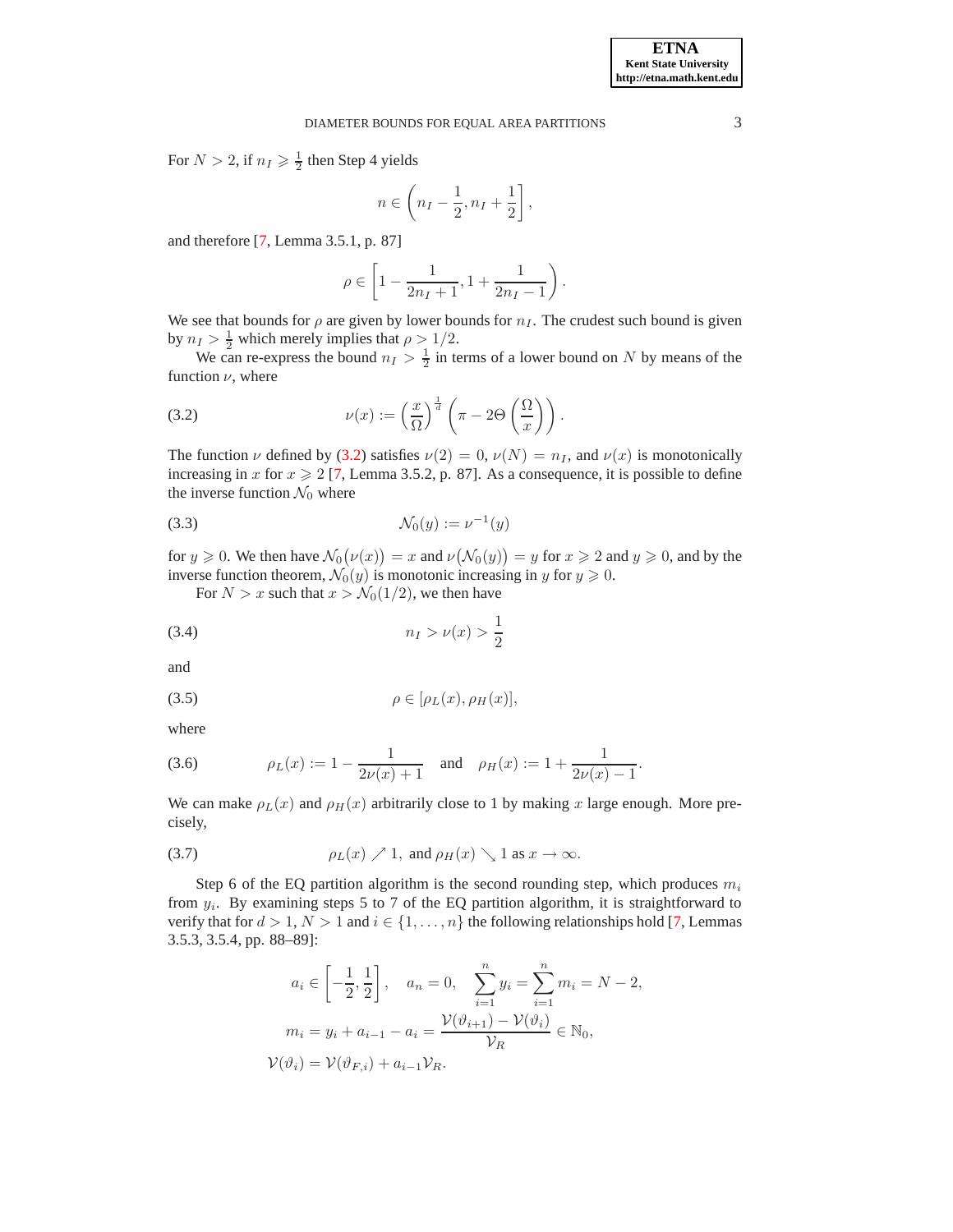For $N > 2$, if $n_I \geqslant \frac{1}{2}$ then Step 4 yields

$$n \in \left( n_I - \frac{1}{2}, n_I + \frac{1}{2} \right],$$

and therefore [7, Lemma 3.5.1, p. 87]

$$\rho \in \left[ 1 - \frac{1}{2n_I + 1}, 1 + \frac{1}{2n_I - 1} \right).$$

We see that bounds for $\rho$ are given by lower bounds for $n_I$. The crudest such bound is given by $n_I > \frac{1}{2}$ which merely implies that $\rho > 1/2$.

We can re-express the bound $n_I > \frac{1}{2}$ in terms of a lower bound on $N$ by means of the function $\nu$, where

$$\nu(x) := \left( \frac{x}{\Omega} \right)^{\frac{1}{d}} \left( \pi - 2\Theta \left( \frac{\Omega}{x} \right) \right). \tag{3.2}$$

The function $\nu$ defined by (3.2) satisfies $\nu(2) = 0$, $\nu(N) = n_I$, and $\nu(x)$ is monotonically increasing in $x$ for $x \geqslant 2$ [7, Lemma 3.5.2, p. 87]. As a consequence, it is possible to define the inverse function $\mathcal{N}_0$ where

$$\mathcal{N}_0(y) := \nu^{-1}(y) \tag{3.3}$$

for $y \geqslant 0$. We then have $\mathcal{N}_0\big(\nu(x)\big) = x$ and $\nu\big(\mathcal{N}_0(y)\big) = y$ for $x \geqslant 2$ and $y \geqslant 0$, and by the inverse function theorem, $\mathcal{N}_0(y)$ is monotonic increasing in $y$ for $y \geqslant 0$.

For $N > x$ such that $x > \mathcal{N}_0(1/2)$, we then have

$$n_I > \nu(x) > \frac{1}{2} \tag{3.4}$$

and

$$\rho \in [\rho_L(x), \rho_H(x)], \tag{3.5}$$

where

$$\rho_L(x) := 1 - \frac{1}{2\nu(x) + 1} \quad \text{and} \quad \rho_H(x) := 1 + \frac{1}{2\nu(x) - 1}. \tag{3.6}$$

We can make $\rho_L(x)$ and $\rho_H(x)$ arbitrarily close to 1 by making $x$ large enough. More precisely,

$$\rho_L(x) \nearrow 1, \text{ and } \rho_H(x) \searrow 1 \text{ as } x \to \infty. \tag{3.7}$$

Step 6 of the EQ partition algorithm is the second rounding step, which produces $m_i$ from $y_i$. By examining steps 5 to 7 of the EQ partition algorithm, it is straightforward to verify that for $d > 1$, $N > 1$ and $i \in \{1, \dots, n\}$ the following relationships hold [7, Lemmas 3.5.3, 3.5.4, pp. 88–89]:

$$a_i \in \left[ -\frac{1}{2}, \frac{1}{2} \right], \quad a_n = 0, \quad \sum_{i=1}^{n} y_i = \sum_{i=1}^{n} m_i = N - 2,$$

$$m_i = y_i + a_{i-1} - a_i = \frac{\mathcal{V}(\vartheta_{i+1}) - \mathcal{V}(\vartheta_i)}{\mathcal{V}_R} \in \mathbb{N}_0,$$

$$\mathcal{V}(\vartheta_i) = \mathcal{V}(\vartheta_{F,i}) + a_{i-1}\mathcal{V}_R.$$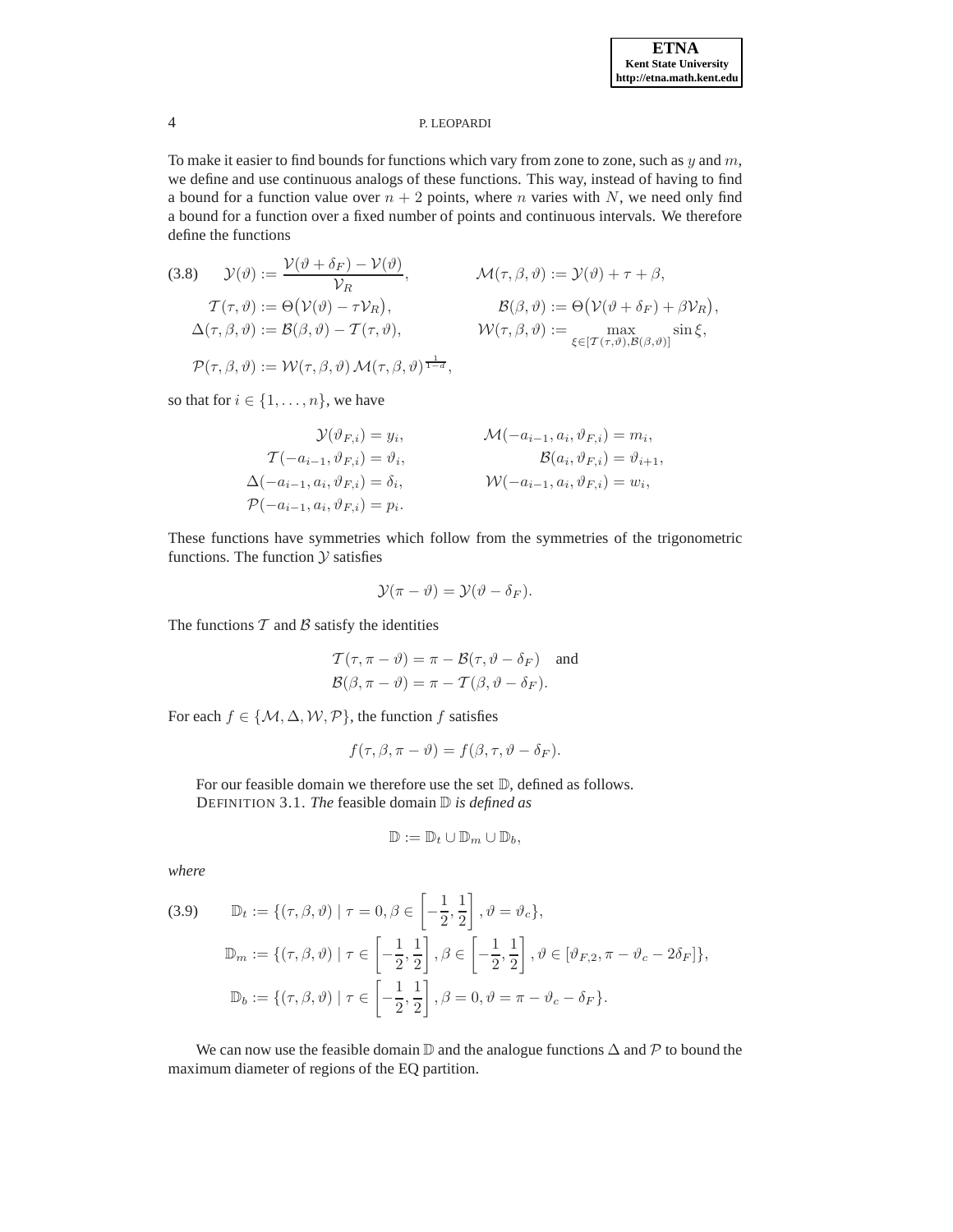To make it easier to find bounds for functions which vary from zone to zone, such as $y$ and $m$, we define and use continuous analogs of these functions. This way, instead of having to find a bound for a function value over $n + 2$ points, where $n$ varies with $N$, we need only find a bound for a function over a fixed number of points and continuous intervals. We therefore define the functions

$$
\begin{aligned}
&(3.8) \quad \mathcal{Y}(\vartheta) := \frac{\mathcal{V}(\vartheta + \delta_F) - \mathcal{V}(\vartheta)}{\mathcal{V}_R}, && \mathcal{M}(\tau, \beta, \vartheta) := \mathcal{Y}(\vartheta) + \tau + \beta, \\
&\mathcal{T}(\tau, \vartheta) := \Theta\big(\mathcal{V}(\vartheta) - \tau \mathcal{V}_R\big), && \mathcal{B}(\beta, \vartheta) := \Theta\big(\mathcal{V}(\vartheta + \delta_F) + \beta \mathcal{V}_R\big), \\
&\Delta(\tau, \beta, \vartheta) := \mathcal{B}(\beta, \vartheta) - \mathcal{T}(\tau, \vartheta), && \mathcal{W}(\tau, \beta, \vartheta) := \max_{\xi \in [\mathcal{T}(\tau, \vartheta), \mathcal{B}(\beta, \vartheta)]} \sin \xi, \\
&\mathcal{P}(\tau, \beta, \vartheta) := \mathcal{W}(\tau, \beta, \vartheta)\, \mathcal{M}(\tau, \beta, \vartheta)^{\frac{1}{1-d}},
\end{aligned}
$$

so that for $i \in \{1, \ldots, n\}$, we have

$$
\begin{aligned}
\mathcal{Y}(\vartheta_{F,i}) &= y_i, & \mathcal{M}(-a_{i-1}, a_i, \vartheta_{F,i}) &= m_i, \\
\mathcal{T}(-a_{i-1}, \vartheta_{F,i}) &= \vartheta_i, & \mathcal{B}(a_i, \vartheta_{F,i}) &= \vartheta_{i+1}, \\
\Delta(-a_{i-1}, a_i, \vartheta_{F,i}) &= \delta_i, & \mathcal{W}(-a_{i-1}, a_i, \vartheta_{F,i}) &= w_i, \\
\mathcal{P}(-a_{i-1}, a_i, \vartheta_{F,i}) &= p_i.
\end{aligned}
$$

These functions have symmetries which follow from the symmetries of the trigonometric functions. The function $\mathcal{Y}$ satisfies

$$
\mathcal{Y}(\pi - \vartheta) = \mathcal{Y}(\vartheta - \delta_F).
$$

The functions $\mathcal{T}$ and $\mathcal{B}$ satisfy the identities

$$
\begin{aligned}
\mathcal{T}(\tau, \pi - \vartheta) &= \pi - \mathcal{B}(\tau, \vartheta - \delta_F) \quad \text{and} \\
\mathcal{B}(\beta, \pi - \vartheta) &= \pi - \mathcal{T}(\beta, \vartheta - \delta_F).
\end{aligned}
$$

For each $f \in \{\mathcal{M}, \Delta, \mathcal{W}, \mathcal{P}\}$, the function $f$ satisfies

$$
f(\tau, \beta, \pi - \vartheta) = f(\beta, \tau, \vartheta - \delta_F).
$$

For our feasible domain we therefore use the set $\mathbb{D}$, defined as follows.

DEFINITION 3.1. *The* feasible domain $\mathbb{D}$ *is defined as*

$$
\mathbb{D} := \mathbb{D}_t \cup \mathbb{D}_m \cup \mathbb{D}_b,
$$

*where*

$$
\begin{aligned}
&(3.9) \quad \mathbb{D}_t := \{(\tau, \beta, \vartheta) \mid \tau = 0, \beta \in \left[-\tfrac{1}{2}, \tfrac{1}{2}\right], \vartheta = \vartheta_c\}, \\
&\mathbb{D}_m := \{(\tau, \beta, \vartheta) \mid \tau \in \left[-\tfrac{1}{2}, \tfrac{1}{2}\right], \beta \in \left[-\tfrac{1}{2}, \tfrac{1}{2}\right], \vartheta \in [\vartheta_{F,2}, \pi - \vartheta_c - 2\delta_F]\}, \\
&\mathbb{D}_b := \{(\tau, \beta, \vartheta) \mid \tau \in \left[-\tfrac{1}{2}, \tfrac{1}{2}\right], \beta = 0, \vartheta = \pi - \vartheta_c - \delta_F\}.
\end{aligned}
$$

We can now use the feasible domain $\mathbb{D}$ and the analogue functions $\Delta$ and $\mathcal{P}$ to bound the maximum diameter of regions of the EQ partition.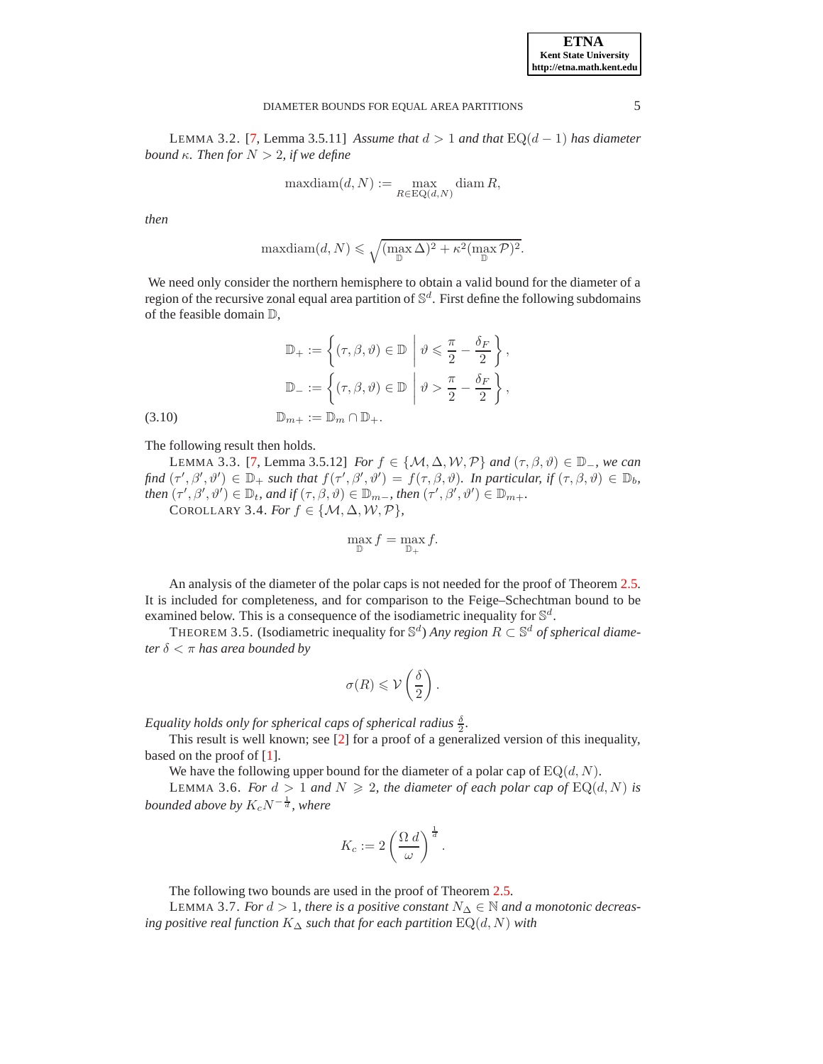LEMMA 3.2. [7, Lemma 3.5.11] *Assume that* $d > 1$ *and that* $\mathrm{EQ}(d-1)$ *has diameter bound* $\kappa$. *Then for* $N > 2$, *if we define*

$$\operatorname{maxdiam}(d,N) := \max_{R \in \mathrm{EQ}(d,N)} \operatorname{diam} R,$$

*then*

$$\operatorname{maxdiam}(d,N) \leqslant \sqrt{(\max_{\mathbb{D}} \Delta)^2 + \kappa^2 (\max_{\mathbb{D}} \mathcal{P})^2}.$$

We need only consider the northern hemisphere to obtain a valid bound for the diameter of a region of the recursive zonal equal area partition of $\mathbb{S}^d$. First define the following subdomains of the feasible domain $\mathbb{D}$,

$$\mathbb{D}_+ := \left\{ (\tau,\beta,\vartheta) \in \mathbb{D} \;\middle|\; \vartheta \leqslant \frac{\pi}{2} - \frac{\delta_F}{2} \right\},$$

$$\mathbb{D}_- := \left\{ (\tau,\beta,\vartheta) \in \mathbb{D} \;\middle|\; \vartheta > \frac{\pi}{2} - \frac{\delta_F}{2} \right\},$$

$$\mathbb{D}_{m+} := \mathbb{D}_m \cap \mathbb{D}_+. \tag{3.10}$$

The following result then holds.

LEMMA 3.3. [7, Lemma 3.5.12] *For* $f \in \{\mathcal{M}, \Delta, \mathcal{W}, \mathcal{P}\}$ *and* $(\tau,\beta,\vartheta) \in \mathbb{D}_-$, *we can find* $(\tau',\beta',\vartheta') \in \mathbb{D}_+$ *such that* $f(\tau',\beta',\vartheta') = f(\tau,\beta,\vartheta)$. *In particular, if* $(\tau,\beta,\vartheta) \in \mathbb{D}_b$, *then* $(\tau',\beta',\vartheta') \in \mathbb{D}_t$, *and if* $(\tau,\beta,\vartheta) \in \mathbb{D}_{m-}$, *then* $(\tau',\beta',\vartheta') \in \mathbb{D}_{m+}$.

COROLLARY 3.4. *For* $f \in \{\mathcal{M}, \Delta, \mathcal{W}, \mathcal{P}\}$,

$$\max_{\mathbb{D}} f = \max_{\mathbb{D}_+} f.$$

An analysis of the diameter of the polar caps is not needed for the proof of Theorem 2.5. It is included for completeness, and for comparison to the Feige–Schechtman bound to be examined below. This is a consequence of the isodiametric inequality for $\mathbb{S}^d$.

THEOREM 3.5. (Isodiametric inequality for $\mathbb{S}^d$) *Any region* $R \subset \mathbb{S}^d$ *of spherical diameter* $\delta < \pi$ *has area bounded by*

$$\sigma(R) \leqslant \mathcal{V}\left(\frac{\delta}{2}\right).$$

*Equality holds only for spherical caps of spherical radius* $\frac{\delta}{2}$.

This result is well known; see [2] for a proof of a generalized version of this inequality, based on the proof of [1].

We have the following upper bound for the diameter of a polar cap of $\mathrm{EQ}(d,N)$.

LEMMA 3.6. *For* $d > 1$ *and* $N \geqslant 2$, *the diameter of each polar cap of* $\mathrm{EQ}(d,N)$ *is bounded above by* $K_c N^{-\frac{1}{d}}$, *where*

$$K_c := 2\left(\frac{\Omega\, d}{\omega}\right)^{\frac{1}{d}}.$$

The following two bounds are used in the proof of Theorem 2.5.

LEMMA 3.7. *For* $d > 1$, *there is a positive constant* $N_\Delta \in \mathbb{N}$ *and a monotonic decreasing positive real function* $K_\Delta$ *such that for each partition* $\mathrm{EQ}(d,N)$ *with*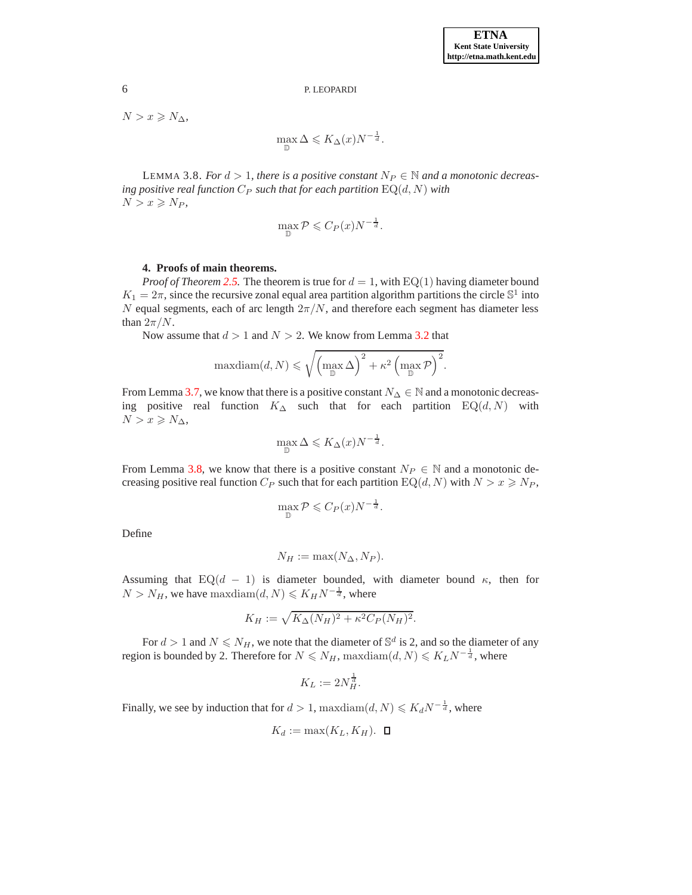$N > x \geqslant N_\Delta$,

$$\max_{\mathbb{D}} \Delta \leqslant K_\Delta(x) N^{-\frac{1}{d}}.$$

LEMMA 3.8. *For $d > 1$, there is a positive constant $N_P \in \mathbb{N}$ and a monotonic decreasing positive real function $C_P$ such that for each partition $\mathrm{EQ}(d, N)$ with $N > x \geqslant N_P$,*

$$\max_{\mathbb{D}} \mathcal{P} \leqslant C_P(x) N^{-\frac{1}{d}}.$$

## 4. Proofs of main theorems.

*Proof of Theorem 2.5.* The theorem is true for $d = 1$, with $\mathrm{EQ}(1)$ having diameter bound $K_1 = 2\pi$, since the recursive zonal equal area partition algorithm partitions the circle $\mathbb{S}^1$ into $N$ equal segments, each of arc length $2\pi/N$, and therefore each segment has diameter less than $2\pi/N$.

Now assume that $d > 1$ and $N > 2$. We know from Lemma 3.2 that

$$\mathrm{maxdiam}(d, N) \leqslant \sqrt{\left(\max_{\mathbb{D}} \Delta\right)^2 + \kappa^2 \left(\max_{\mathbb{D}} \mathcal{P}\right)^2}.$$

From Lemma 3.7, we know that there is a positive constant $N_\Delta \in \mathbb{N}$ and a monotonic decreasing positive real function $K_\Delta$ such that for each partition $\mathrm{EQ}(d, N)$ with $N > x \geqslant N_\Delta$,

$$\max_{\mathbb{D}} \Delta \leqslant K_\Delta(x) N^{-\frac{1}{d}}.$$

From Lemma 3.8, we know that there is a positive constant $N_P \in \mathbb{N}$ and a monotonic decreasing positive real function $C_P$ such that for each partition $\mathrm{EQ}(d, N)$ with $N > x \geqslant N_P$,

$$\max_{\mathbb{D}} \mathcal{P} \leqslant C_P(x) N^{-\frac{1}{d}}.$$

Define

$$N_H := \max(N_\Delta, N_P).$$

Assuming that $\mathrm{EQ}(d - 1)$ is diameter bounded, with diameter bound $\kappa$, then for $N > N_H$, we have $\mathrm{maxdiam}(d, N) \leqslant K_H N^{-\frac{1}{d}}$, where

$$K_H := \sqrt{K_\Delta(N_H)^2 + \kappa^2 C_P(N_H)^2}.$$

For $d > 1$ and $N \leqslant N_H$, we note that the diameter of $\mathbb{S}^d$ is 2, and so the diameter of any region is bounded by 2. Therefore for $N \leqslant N_H$, $\mathrm{maxdiam}(d, N) \leqslant K_L N^{-\frac{1}{d}}$, where

$$K_L := 2 N_H^{\frac{1}{d}}.$$

Finally, we see by induction that for $d > 1$, $\mathrm{maxdiam}(d, N) \leqslant K_d N^{-\frac{1}{d}}$, where

$$K_d := \max(K_L, K_H). \quad \square$$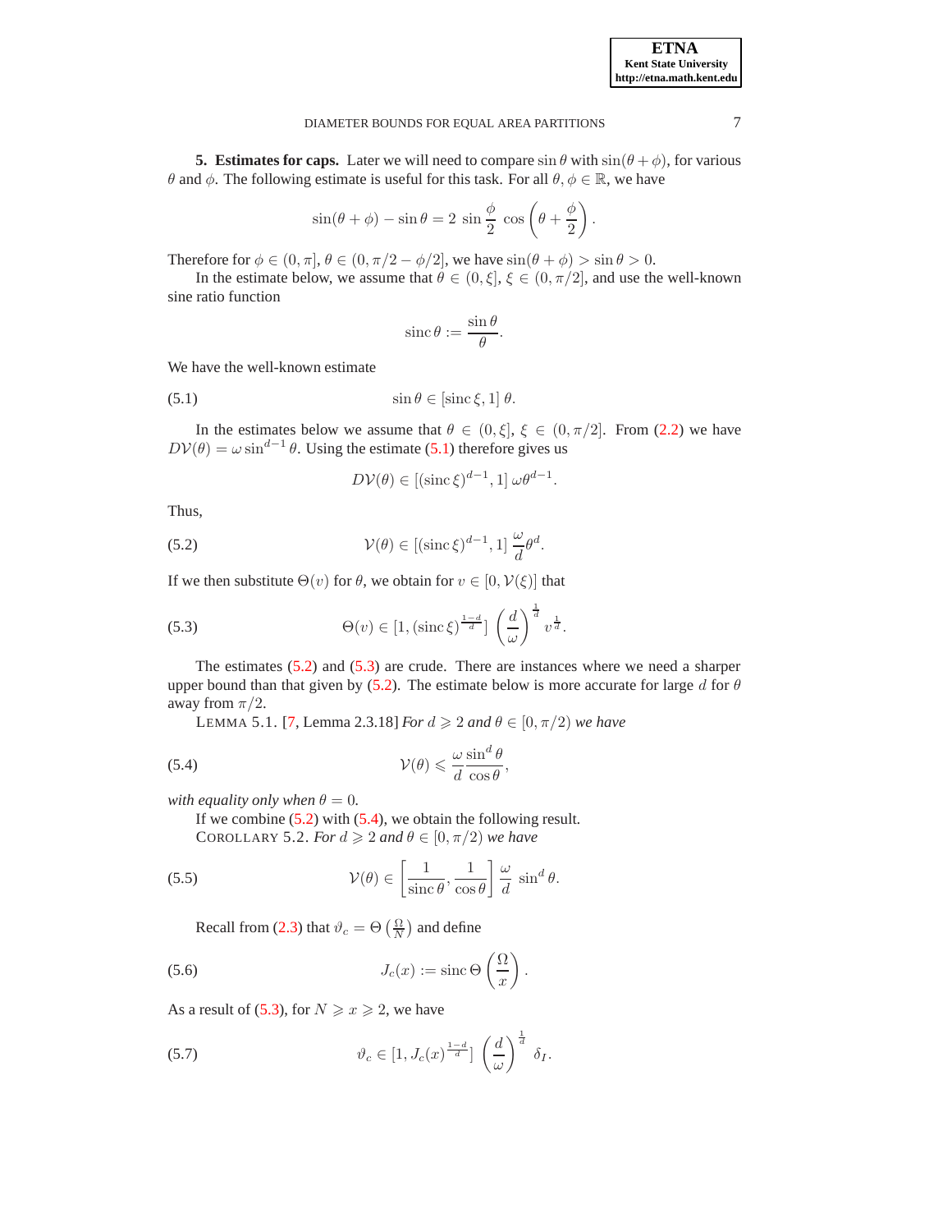**5. Estimates for caps.** Later we will need to compare $\sin\theta$ with $\sin(\theta+\phi)$, for various $\theta$ and $\phi$. The following estimate is useful for this task. For all $\theta, \phi \in \mathbb{R}$, we have

$$\sin(\theta+\phi) - \sin\theta = 2\,\sin\frac{\phi}{2}\,\cos\left(\theta+\frac{\phi}{2}\right).$$

Therefore for $\phi \in (0,\pi]$, $\theta \in (0, \pi/2 - \phi/2]$, we have $\sin(\theta+\phi) > \sin\theta > 0$.

In the estimate below, we assume that $\theta \in (0,\xi]$, $\xi \in (0,\pi/2]$, and use the well-known sine ratio function

$$\operatorname{sinc}\theta := \frac{\sin\theta}{\theta}.$$

We have the well-known estimate

$$\sin\theta \in [\operatorname{sinc}\xi, 1]\,\theta. \tag{5.1}$$

In the estimates below we assume that $\theta \in (0,\xi]$, $\xi \in (0,\pi/2]$. From (2.2) we have $D\mathcal{V}(\theta) = \omega \sin^{d-1}\theta$. Using the estimate (5.1) therefore gives us

$$D\mathcal{V}(\theta) \in [(\operatorname{sinc}\xi)^{d-1}, 1]\,\omega\theta^{d-1}.$$

Thus,

$$\mathcal{V}(\theta) \in [(\operatorname{sinc}\xi)^{d-1}, 1]\,\frac{\omega}{d}\theta^{d}. \tag{5.2}$$

If we then substitute $\Theta(v)$ for $\theta$, we obtain for $v \in [0, \mathcal{V}(\xi)]$ that

$$\Theta(v) \in [1, (\operatorname{sinc}\xi)^{\frac{1-d}{d}}]\,\left(\frac{d}{\omega}\right)^{\frac{1}{d}} v^{\frac{1}{d}}. \tag{5.3}$$

The estimates (5.2) and (5.3) are crude. There are instances where we need a sharper upper bound than that given by (5.2). The estimate below is more accurate for large $d$ for $\theta$ away from $\pi/2$.

LEMMA 5.1. [7, Lemma 2.3.18] *For $d \geqslant 2$ and $\theta \in [0,\pi/2)$ we have*

$$\mathcal{V}(\theta) \leqslant \frac{\omega}{d}\frac{\sin^d\theta}{\cos\theta}, \tag{5.4}$$

*with equality only when $\theta = 0$.*

If we combine (5.2) with (5.4), we obtain the following result.

COROLLARY 5.2. *For $d \geqslant 2$ and $\theta \in [0,\pi/2)$ we have*

$$\mathcal{V}(\theta) \in \left[\frac{1}{\operatorname{sinc}\theta}, \frac{1}{\cos\theta}\right]\,\frac{\omega}{d}\,\sin^d\theta. \tag{5.5}$$

Recall from (2.3) that $\vartheta_c = \Theta\left(\frac{\Omega}{N}\right)$ and define

$$J_c(x) := \operatorname{sinc}\Theta\left(\frac{\Omega}{x}\right). \tag{5.6}$$

As a result of (5.3), for $N \geqslant x \geqslant 2$, we have

$$\vartheta_c \in [1, J_c(x)^{\frac{1-d}{d}}]\,\left(\frac{d}{\omega}\right)^{\frac{1}{d}}\,\delta_I. \tag{5.7}$$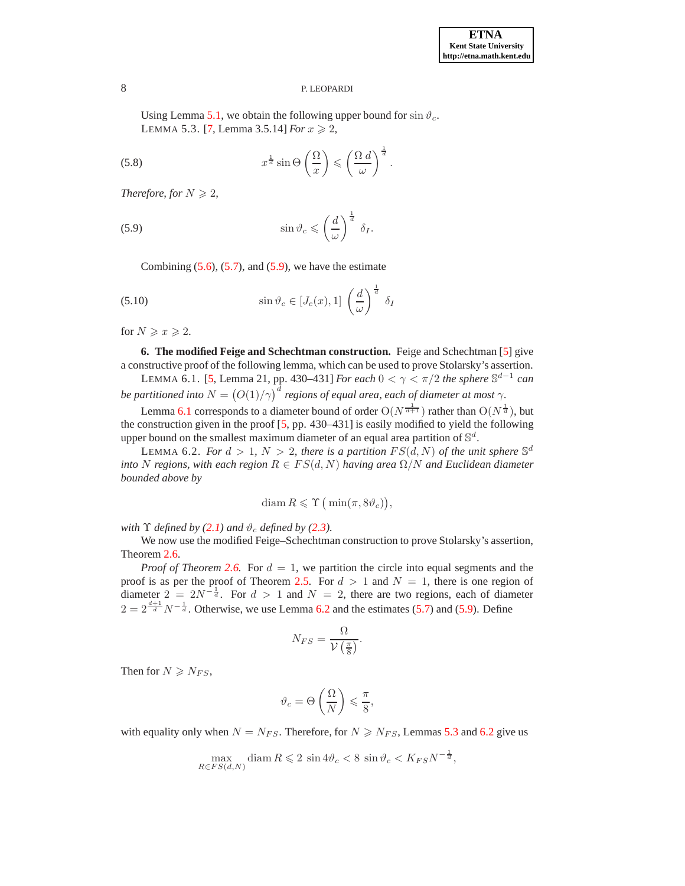Using Lemma 5.1, we obtain the following upper bound for $\sin \vartheta_c$.

LEMMA 5.3. [7, Lemma 3.5.14] *For $x \geqslant 2$,*

$$x^{\frac{1}{d}} \sin \Theta\left(\frac{\Omega}{x}\right) \leqslant \left(\frac{\Omega\, d}{\omega}\right)^{\frac{1}{d}}. \tag{5.8}$$

*Therefore, for $N \geqslant 2$,*

$$\sin \vartheta_c \leqslant \left(\frac{d}{\omega}\right)^{\frac{1}{d}} \delta_I. \tag{5.9}$$

Combining (5.6), (5.7), and (5.9), we have the estimate

$$\sin \vartheta_c \in [J_c(x), 1] \left(\frac{d}{\omega}\right)^{\frac{1}{d}} \delta_I \tag{5.10}$$

for $N \geqslant x \geqslant 2$.

**6. The modified Feige and Schechtman construction.** Feige and Schechtman [5] give a constructive proof of the following lemma, which can be used to prove Stolarsky's assertion.

LEMMA 6.1. [5, Lemma 21, pp. 430–431] *For each $0 < \gamma < \pi/2$ the sphere $\mathbb{S}^{d-1}$ can be partitioned into $N = \big(O(1)/\gamma\big)^d$ regions of equal area, each of diameter at most $\gamma$.*

Lemma 6.1 corresponds to a diameter bound of order $\mathrm{O}(N^{\frac{1}{d+1}})$ rather than $\mathrm{O}(N^{\frac{1}{d}})$, but the construction given in the proof [5, pp. 430–431] is easily modified to yield the following upper bound on the smallest maximum diameter of an equal area partition of $\mathbb{S}^d$.

LEMMA 6.2. *For $d > 1$, $N > 2$, there is a partition $FS(d, N)$ of the unit sphere $\mathbb{S}^d$ into $N$ regions, with each region $R \in FS(d, N)$ having area $\Omega/N$ and Euclidean diameter bounded above by*

$$\operatorname{diam} R \leqslant \Upsilon\big(\min(\pi, 8\vartheta_c)\big),$$

*with $\Upsilon$ defined by (2.1) and $\vartheta_c$ defined by (2.3).*

We now use the modified Feige–Schechtman construction to prove Stolarsky's assertion, Theorem 2.6.

*Proof of Theorem 2.6.* For $d = 1$, we partition the circle into equal segments and the proof is as per the proof of Theorem 2.5. For $d > 1$ and $N = 1$, there is one region of diameter $2 = 2N^{-\frac{1}{d}}$. For $d > 1$ and $N = 2$, there are two regions, each of diameter $2 = 2^{\frac{d+1}{d}} N^{-\frac{1}{d}}$. Otherwise, we use Lemma 6.2 and the estimates (5.7) and (5.9). Define

$$N_{FS} = \frac{\Omega}{\mathcal{V}\left(\frac{\pi}{8}\right)}.$$

Then for $N \geqslant N_{FS}$,

$$\vartheta_c = \Theta\left(\frac{\Omega}{N}\right) \leqslant \frac{\pi}{8},$$

with equality only when $N = N_{FS}$. Therefore, for $N \geqslant N_{FS}$, Lemmas 5.3 and 6.2 give us

$$\max_{R \in FS(d,N)} \operatorname{diam} R \leqslant 2\ \sin 4\vartheta_c < 8\ \sin \vartheta_c < K_{FS} N^{-\frac{1}{d}},$$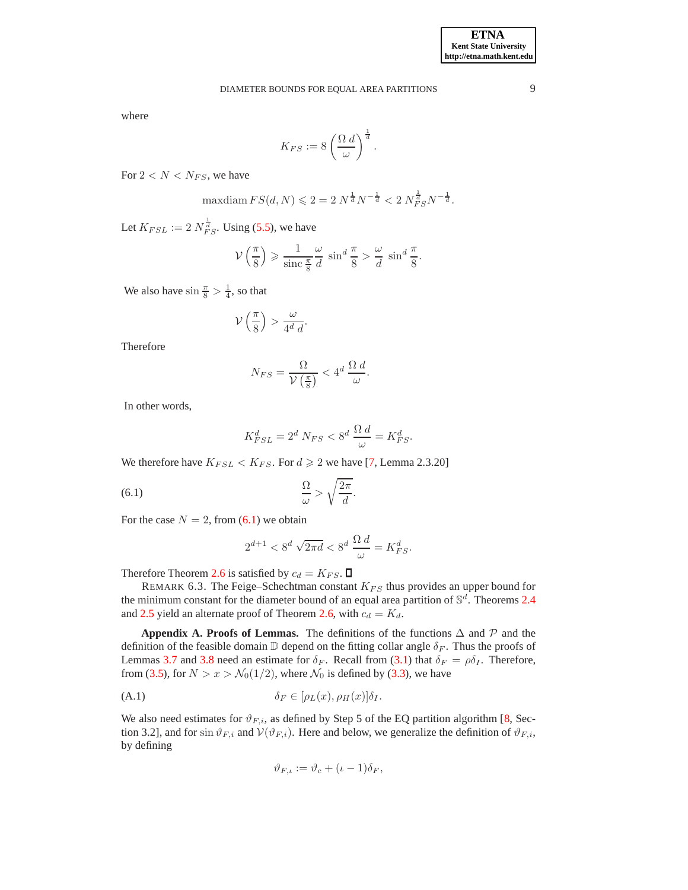where

$$K_{FS} := 8 \left( \frac{\Omega \, d}{\omega} \right)^{\frac{1}{d}}.$$

For $2 < N < N_{FS}$, we have

$$\operatorname{maxdiam} FS(d, N) \leqslant 2 = 2 \, N^{\frac{1}{d}} N^{-\frac{1}{d}} < 2 \, N_{FS}^{\frac{1}{d}} N^{-\frac{1}{d}}.$$

Let $K_{FSL} := 2 \, N_{FS}^{\frac{1}{d}}$. Using (5.5), we have

$$\mathcal{V}\left(\frac{\pi}{8}\right) \geqslant \frac{1}{\operatorname{sinc} \frac{\pi}{8}} \frac{\omega}{d} \, \sin^d \frac{\pi}{8} > \frac{\omega}{d} \, \sin^d \frac{\pi}{8}.$$

We also have $\sin \frac{\pi}{8} > \frac{1}{4}$, so that

$$\mathcal{V}\left(\frac{\pi}{8}\right) > \frac{\omega}{4^d \, d}.$$

Therefore

$$N_{FS} = \frac{\Omega}{\mathcal{V}\left(\frac{\pi}{8}\right)} < 4^d \, \frac{\Omega \, d}{\omega}.$$

In other words,

$$K_{FSL}^d = 2^d \, N_{FS} < 8^d \, \frac{\Omega \, d}{\omega} = K_{FS}^d.$$

We therefore have $K_{FSL} < K_{FS}$. For $d \geqslant 2$ we have [7, Lemma 2.3.20]

$$\frac{\Omega}{\omega} > \sqrt{\frac{2\pi}{d}}. \tag{6.1}$$

For the case $N = 2$, from (6.1) we obtain

$$2^{d+1} < 8^d \, \sqrt{2\pi d} < 8^d \, \frac{\Omega \, d}{\omega} = K_{FS}^d.$$

Therefore Theorem 2.6 is satisfied by $c_d = K_{FS}$. ∎

REMARK 6.3. The Feige–Schechtman constant $K_{FS}$ thus provides an upper bound for the minimum constant for the diameter bound of an equal area partition of $\mathbb{S}^d$. Theorems 2.4 and 2.5 yield an alternate proof of Theorem 2.6, with $c_d = K_d$.

**Appendix A. Proofs of Lemmas.** The definitions of the functions $\Delta$ and $\mathcal{P}$ and the definition of the feasible domain $\mathbb{D}$ depend on the fitting collar angle $\delta_F$. Thus the proofs of Lemmas 3.7 and 3.8 need an estimate for $\delta_F$. Recall from (3.1) that $\delta_F = \rho \delta_I$. Therefore, from (3.5), for $N > x > \mathcal{N}_0(1/2)$, where $\mathcal{N}_0$ is defined by (3.3), we have

$$\delta_F \in [\rho_L(x), \rho_H(x)] \delta_I. \tag{A.1}$$

We also need estimates for $\vartheta_{F,i}$, as defined by Step 5 of the EQ partition algorithm [8, Section 3.2], and for $\sin \vartheta_{F,i}$ and $\mathcal{V}(\vartheta_{F,i})$. Here and below, we generalize the definition of $\vartheta_{F,i}$, by defining

$$\vartheta_{F,\iota} := \vartheta_c + (\iota - 1)\delta_F,$$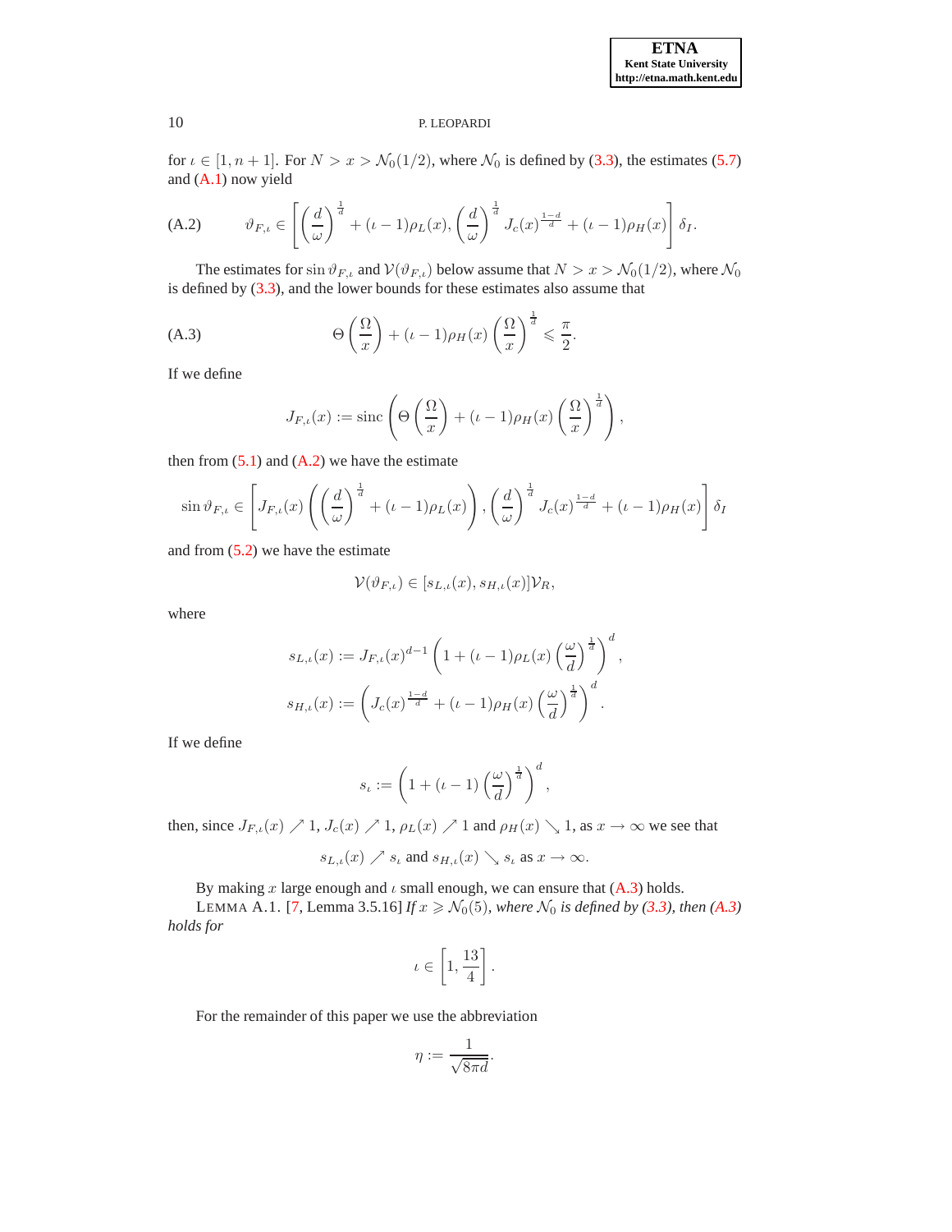for $\iota \in [1, n+1]$. For $N > x > \mathcal{N}_0(1/2)$, where $\mathcal{N}_0$ is defined by (3.3), the estimates (5.7) and (A.1) now yield

$$\vartheta_{F,\iota} \in \left[ \left(\frac{d}{\omega}\right)^{\frac{1}{d}} + (\iota - 1)\rho_L(x), \left(\frac{d}{\omega}\right)^{\frac{1}{d}} J_c(x)^{\frac{1-d}{d}} + (\iota - 1)\rho_H(x) \right] \delta_I. \tag{A.2}$$

The estimates for $\sin \vartheta_{F,\iota}$ and $\mathcal{V}(\vartheta_{F,\iota})$ below assume that $N > x > \mathcal{N}_0(1/2)$, where $\mathcal{N}_0$ is defined by (3.3), and the lower bounds for these estimates also assume that

$$\Theta\left(\frac{\Omega}{x}\right) + (\iota - 1)\rho_H(x)\left(\frac{\Omega}{x}\right)^{\frac{1}{d}} \leqslant \frac{\pi}{2}. \tag{A.3}$$

If we define

$$J_{F,\iota}(x) := \operatorname{sinc}\left( \Theta\left(\frac{\Omega}{x}\right) + (\iota - 1)\rho_H(x)\left(\frac{\Omega}{x}\right)^{\frac{1}{d}} \right),$$

then from (5.1) and (A.2) we have the estimate

$$\sin \vartheta_{F,\iota} \in \left[ J_{F,\iota}(x)\left( \left(\frac{d}{\omega}\right)^{\frac{1}{d}} + (\iota - 1)\rho_L(x) \right), \left(\frac{d}{\omega}\right)^{\frac{1}{d}} J_c(x)^{\frac{1-d}{d}} + (\iota - 1)\rho_H(x) \right] \delta_I$$

and from (5.2) we have the estimate

$$\mathcal{V}(\vartheta_{F,\iota}) \in [s_{L,\iota}(x), s_{H,\iota}(x)]\mathcal{V}_R,$$

where

$$s_{L,\iota}(x) := J_{F,\iota}(x)^{d-1}\left(1 + (\iota - 1)\rho_L(x)\left(\frac{\omega}{d}\right)^{\frac{1}{d}}\right)^d,$$

$$s_{H,\iota}(x) := \left(J_c(x)^{\frac{1-d}{d}} + (\iota - 1)\rho_H(x)\left(\frac{\omega}{d}\right)^{\frac{1}{d}}\right)^d.$$

If we define

$$s_\iota := \left(1 + (\iota - 1)\left(\frac{\omega}{d}\right)^{\frac{1}{d}}\right)^d,$$

then, since $J_{F,\iota}(x) \nearrow 1$, $J_c(x) \nearrow 1$, $\rho_L(x) \nearrow 1$ and $\rho_H(x) \searrow 1$, as $x \to \infty$ we see that

$$s_{L,\iota}(x) \nearrow s_\iota \text{ and } s_{H,\iota}(x) \searrow s_\iota \text{ as } x \to \infty.$$

By making $x$ large enough and $\iota$ small enough, we can ensure that (A.3) holds.

LEMMA A.1. [7, Lemma 3.5.16] *If $x \geqslant \mathcal{N}_0(5)$, where $\mathcal{N}_0$ is defined by (3.3), then (A.3) holds for*

$$\iota \in \left[1, \frac{13}{4}\right].$$

For the remainder of this paper we use the abbreviation

$$\eta := \frac{1}{\sqrt{8\pi d}}.$$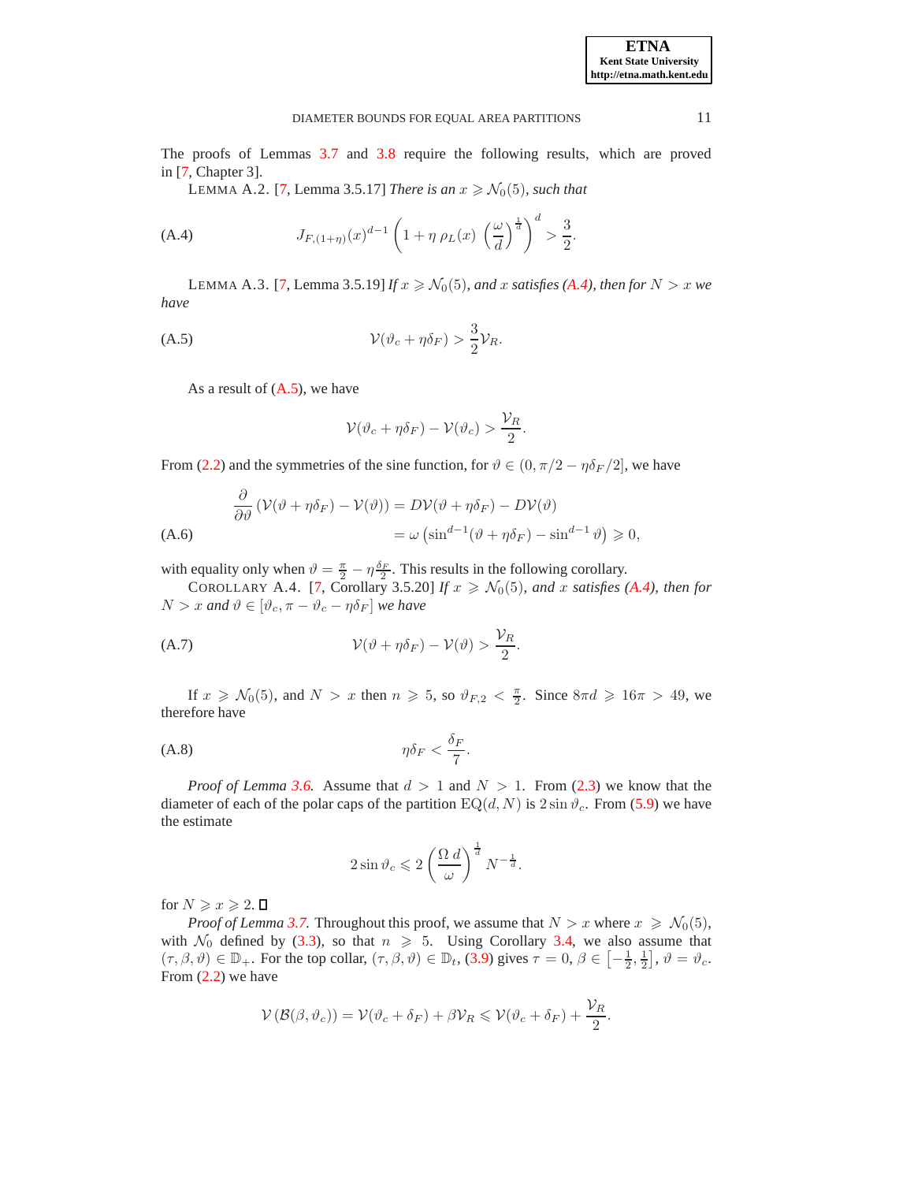The proofs of Lemmas 3.7 and 3.8 require the following results, which are proved in [7, Chapter 3].

LEMMA A.2. [7, Lemma 3.5.17] *There is an $x \geqslant \mathcal{N}_0(5)$, such that*

$$J_{F,(1+\eta)}(x)^{d-1}\left(1+\eta\,\rho_L(x)\,\left(\frac{\omega}{d}\right)^{\frac{1}{d}}\right)^{d} > \frac{3}{2}. \tag{A.4}$$

LEMMA A.3. [7, Lemma 3.5.19] *If $x \geqslant \mathcal{N}_0(5)$, and $x$ satisfies (A.4), then for $N > x$ we have*

$$\mathcal{V}(\vartheta_c + \eta\delta_F) > \frac{3}{2}\mathcal{V}_R. \tag{A.5}$$

As a result of (A.5), we have

$$\mathcal{V}(\vartheta_c + \eta\delta_F) - \mathcal{V}(\vartheta_c) > \frac{\mathcal{V}_R}{2}.$$

From (2.2) and the symmetries of the sine function, for $\vartheta \in (0, \pi/2 - \eta\delta_F/2]$, we have

$$\begin{aligned}\frac{\partial}{\partial\vartheta}\left(\mathcal{V}(\vartheta+\eta\delta_F) - \mathcal{V}(\vartheta)\right) &= D\mathcal{V}(\vartheta+\eta\delta_F) - D\mathcal{V}(\vartheta)\\ &= \omega\left(\sin^{d-1}(\vartheta+\eta\delta_F) - \sin^{d-1}\vartheta\right) \geqslant 0,\end{aligned} \tag{A.6}$$

with equality only when $\vartheta = \frac{\pi}{2} - \eta\frac{\delta_F}{2}$. This results in the following corollary.

COROLLARY A.4. [7, Corollary 3.5.20] *If $x \geqslant \mathcal{N}_0(5)$, and $x$ satisfies (A.4), then for $N > x$ and $\vartheta \in [\vartheta_c, \pi - \vartheta_c - \eta\delta_F]$ we have*

$$\mathcal{V}(\vartheta + \eta\delta_F) - \mathcal{V}(\vartheta) > \frac{\mathcal{V}_R}{2}. \tag{A.7}$$

If $x \geqslant \mathcal{N}_0(5)$, and $N > x$ then $n \geqslant 5$, so $\vartheta_{F,2} < \frac{\pi}{2}$. Since $8\pi d \geqslant 16\pi > 49$, we therefore have

$$\eta\delta_F < \frac{\delta_F}{7}. \tag{A.8}$$

*Proof of Lemma 3.6.* Assume that $d > 1$ and $N > 1$. From (2.3) we know that the diameter of each of the polar caps of the partition $\mathrm{EQ}(d, N)$ is $2\sin\vartheta_c$. From (5.9) we have the estimate

$$2\sin\vartheta_c \leqslant 2\left(\frac{\Omega\, d}{\omega}\right)^{\frac{1}{d}} N^{-\frac{1}{d}}.$$

for $N \geqslant x \geqslant 2$. ☐

*Proof of Lemma 3.7.* Throughout this proof, we assume that $N > x$ where $x \geqslant \mathcal{N}_0(5)$, with $\mathcal{N}_0$ defined by (3.3), so that $n \geqslant 5$. Using Corollary 3.4, we also assume that $(\tau, \beta, \vartheta) \in \mathbb{D}_+$. For the top collar, $(\tau, \beta, \vartheta) \in \mathbb{D}_t$, (3.9) gives $\tau = 0$, $\beta \in \left[-\frac{1}{2}, \frac{1}{2}\right]$, $\vartheta = \vartheta_c$. From (2.2) we have

$$\mathcal{V}\left(\mathcal{B}(\beta, \vartheta_c)\right) = \mathcal{V}(\vartheta_c + \delta_F) + \beta\mathcal{V}_R \leqslant \mathcal{V}(\vartheta_c + \delta_F) + \frac{\mathcal{V}_R}{2}.$$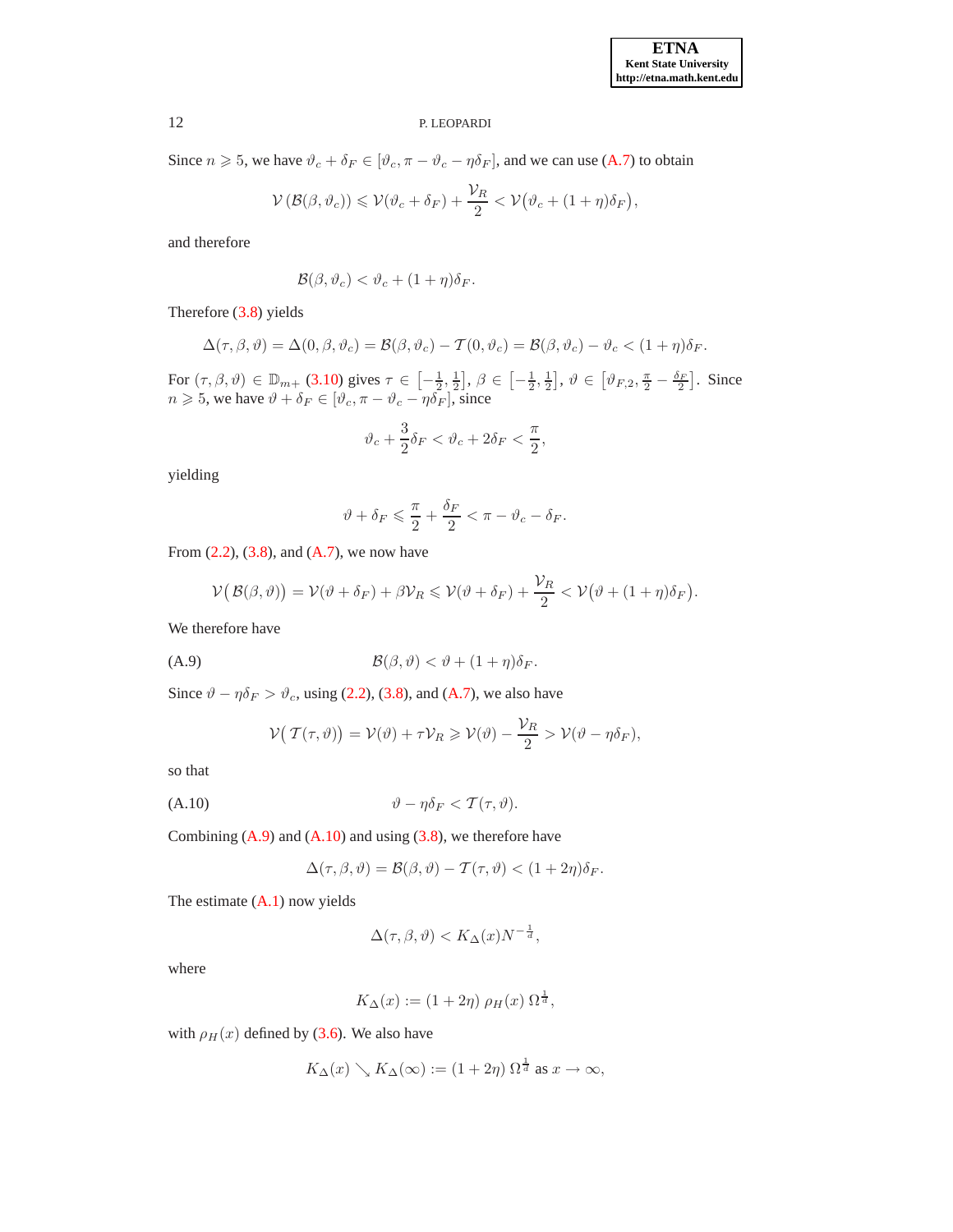Since $n \geqslant 5$, we have $\vartheta_c + \delta_F \in [\vartheta_c, \pi - \vartheta_c - \eta\delta_F]$, and we can use (A.7) to obtain

$$\mathcal{V}\left(\mathcal{B}(\beta, \vartheta_c)\right) \leqslant \mathcal{V}(\vartheta_c + \delta_F) + \frac{\mathcal{V}_R}{2} < \mathcal{V}\big(\vartheta_c + (1+\eta)\delta_F\big),$$

and therefore

$$\mathcal{B}(\beta, \vartheta_c) < \vartheta_c + (1+\eta)\delta_F.$$

Therefore (3.8) yields

$$\Delta(\tau, \beta, \vartheta) = \Delta(0, \beta, \vartheta_c) = \mathcal{B}(\beta, \vartheta_c) - \mathcal{T}(0, \vartheta_c) = \mathcal{B}(\beta, \vartheta_c) - \vartheta_c < (1+\eta)\delta_F.$$

For $(\tau, \beta, \vartheta) \in \mathbb{D}_{m+}$ (3.10) gives $\tau \in \left[-\frac{1}{2}, \frac{1}{2}\right]$, $\beta \in \left[-\frac{1}{2}, \frac{1}{2}\right]$, $\vartheta \in \left[\vartheta_{F,2}, \frac{\pi}{2} - \frac{\delta_F}{2}\right]$. Since $n \geqslant 5$, we have $\vartheta + \delta_F \in [\vartheta_c, \pi - \vartheta_c - \eta\delta_F]$, since

$$\vartheta_c + \frac{3}{2}\delta_F < \vartheta_c + 2\delta_F < \frac{\pi}{2},$$

yielding

$$\vartheta + \delta_F \leqslant \frac{\pi}{2} + \frac{\delta_F}{2} < \pi - \vartheta_c - \delta_F.$$

From (2.2), (3.8), and (A.7), we now have

$$\mathcal{V}\big(\mathcal{B}(\beta, \vartheta)\big) = \mathcal{V}(\vartheta + \delta_F) + \beta\mathcal{V}_R \leqslant \mathcal{V}(\vartheta + \delta_F) + \frac{\mathcal{V}_R}{2} < \mathcal{V}\big(\vartheta + (1+\eta)\delta_F\big).$$

We therefore have

$$\mathcal{B}(\beta, \vartheta) < \vartheta + (1+\eta)\delta_F. \tag{A.9}$$

Since $\vartheta - \eta\delta_F > \vartheta_c$, using (2.2), (3.8), and (A.7), we also have

$$\mathcal{V}\big(\mathcal{T}(\tau, \vartheta)\big) = \mathcal{V}(\vartheta) + \tau\mathcal{V}_R \geqslant \mathcal{V}(\vartheta) - \frac{\mathcal{V}_R}{2} > \mathcal{V}(\vartheta - \eta\delta_F),$$

so that

$$\vartheta - \eta\delta_F < \mathcal{T}(\tau, \vartheta). \tag{A.10}$$

Combining (A.9) and (A.10) and using (3.8), we therefore have

$$\Delta(\tau, \beta, \vartheta) = \mathcal{B}(\beta, \vartheta) - \mathcal{T}(\tau, \vartheta) < (1+2\eta)\delta_F.$$

The estimate (A.1) now yields

$$\Delta(\tau, \beta, \vartheta) < K_\Delta(x) N^{-\frac{1}{d}},$$

where

$$K_\Delta(x) := (1+2\eta)\, \rho_H(x)\, \Omega^{\frac{1}{d}},$$

with $\rho_H(x)$ defined by (3.6). We also have

$$K_\Delta(x) \searrow K_\Delta(\infty) := (1+2\eta)\, \Omega^{\frac{1}{d}} \text{ as } x \to \infty,$$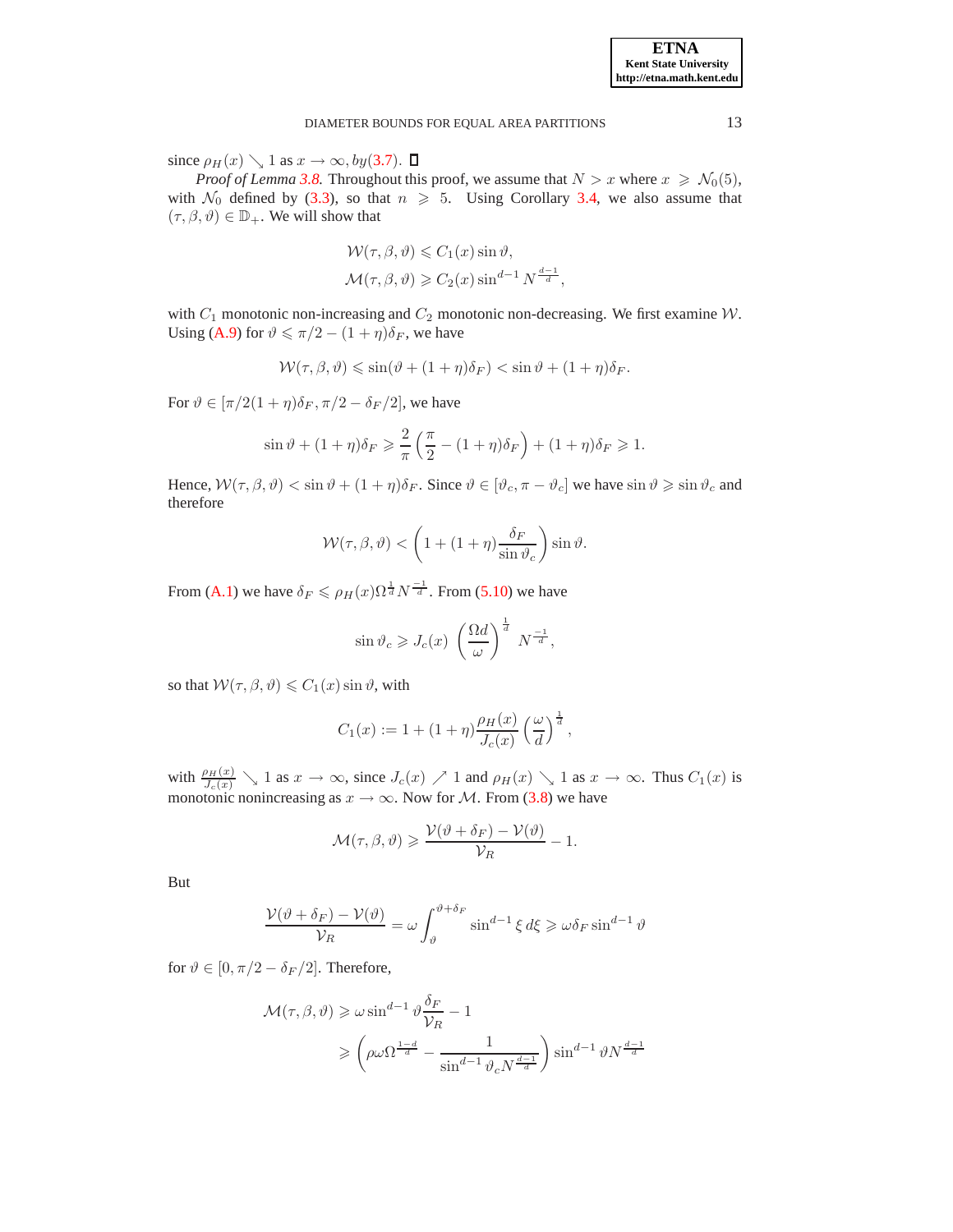since $\rho_H(x) \searrow 1$ as $x \to \infty$, *by*(3.7). ☐

*Proof of Lemma 3.8.* Throughout this proof, we assume that $N > x$ where $x \geqslant \mathcal{N}_0(5)$, with $\mathcal{N}_0$ defined by (3.3), so that $n \geqslant 5$. Using Corollary 3.4, we also assume that $(\tau, \beta, \vartheta) \in \mathbb{D}_+$. We will show that

$$
\begin{aligned}
\mathcal{W}(\tau, \beta, \vartheta) &\leqslant C_1(x) \sin \vartheta, \\
\mathcal{M}(\tau, \beta, \vartheta) &\geqslant C_2(x) \sin^{d-1} N^{\frac{d-1}{d}},
\end{aligned}
$$

with $C_1$ monotonic non-increasing and $C_2$ monotonic non-decreasing. We first examine $\mathcal{W}$. Using (A.9) for $\vartheta \leqslant \pi/2 - (1+\eta)\delta_F$, we have

$$
\mathcal{W}(\tau, \beta, \vartheta) \leqslant \sin(\vartheta + (1+\eta)\delta_F) < \sin \vartheta + (1+\eta)\delta_F.
$$

For $\vartheta \in [\pi/2(1+\eta)\delta_F, \pi/2 - \delta_F/2]$, we have

$$
\sin \vartheta + (1+\eta)\delta_F \geqslant \frac{2}{\pi}\left(\frac{\pi}{2} - (1+\eta)\delta_F\right) + (1+\eta)\delta_F \geqslant 1.
$$

Hence, $\mathcal{W}(\tau, \beta, \vartheta) < \sin \vartheta + (1+\eta)\delta_F$. Since $\vartheta \in [\vartheta_c, \pi - \vartheta_c]$ we have $\sin \vartheta \geqslant \sin \vartheta_c$ and therefore

$$
\mathcal{W}(\tau, \beta, \vartheta) < \left(1 + (1+\eta)\frac{\delta_F}{\sin \vartheta_c}\right) \sin \vartheta.
$$

From (A.1) we have $\delta_F \leqslant \rho_H(x) \Omega^{\frac{1}{d}} N^{\frac{-1}{d}}$. From (5.10) we have

$$
\sin \vartheta_c \geqslant J_c(x) \left(\frac{\Omega d}{\omega}\right)^{\frac{1}{d}} N^{\frac{-1}{d}},
$$

so that $\mathcal{W}(\tau, \beta, \vartheta) \leqslant C_1(x) \sin \vartheta$, with

$$
C_1(x) := 1 + (1+\eta)\frac{\rho_H(x)}{J_c(x)} \left(\frac{\omega}{d}\right)^{\frac{1}{d}},
$$

with $\frac{\rho_H(x)}{J_c(x)} \searrow 1$ as $x \to \infty$, since $J_c(x) \nearrow 1$ and $\rho_H(x) \searrow 1$ as $x \to \infty$. Thus $C_1(x)$ is monotonic nonincreasing as $x \to \infty$. Now for $\mathcal{M}$. From (3.8) we have

$$
\mathcal{M}(\tau, \beta, \vartheta) \geqslant \frac{\mathcal{V}(\vartheta + \delta_F) - \mathcal{V}(\vartheta)}{\mathcal{V}_R} - 1.
$$

But

$$
\frac{\mathcal{V}(\vartheta + \delta_F) - \mathcal{V}(\vartheta)}{\mathcal{V}_R} = \omega \int_{\vartheta}^{\vartheta + \delta_F} \sin^{d-1} \xi \, d\xi \geqslant \omega \delta_F \sin^{d-1} \vartheta
$$

for $\vartheta \in [0, \pi/2 - \delta_F/2]$. Therefore,

$$
\begin{aligned}
\mathcal{M}(\tau, \beta, \vartheta) &\geqslant \omega \sin^{d-1} \vartheta \frac{\delta_F}{\mathcal{V}_R} - 1 \\
&\geqslant \left(\rho \omega \Omega^{\frac{1-d}{d}} - \frac{1}{\sin^{d-1} \vartheta_c N^{\frac{d-1}{d}}}\right) \sin^{d-1} \vartheta N^{\frac{d-1}{d}}
\end{aligned}
$$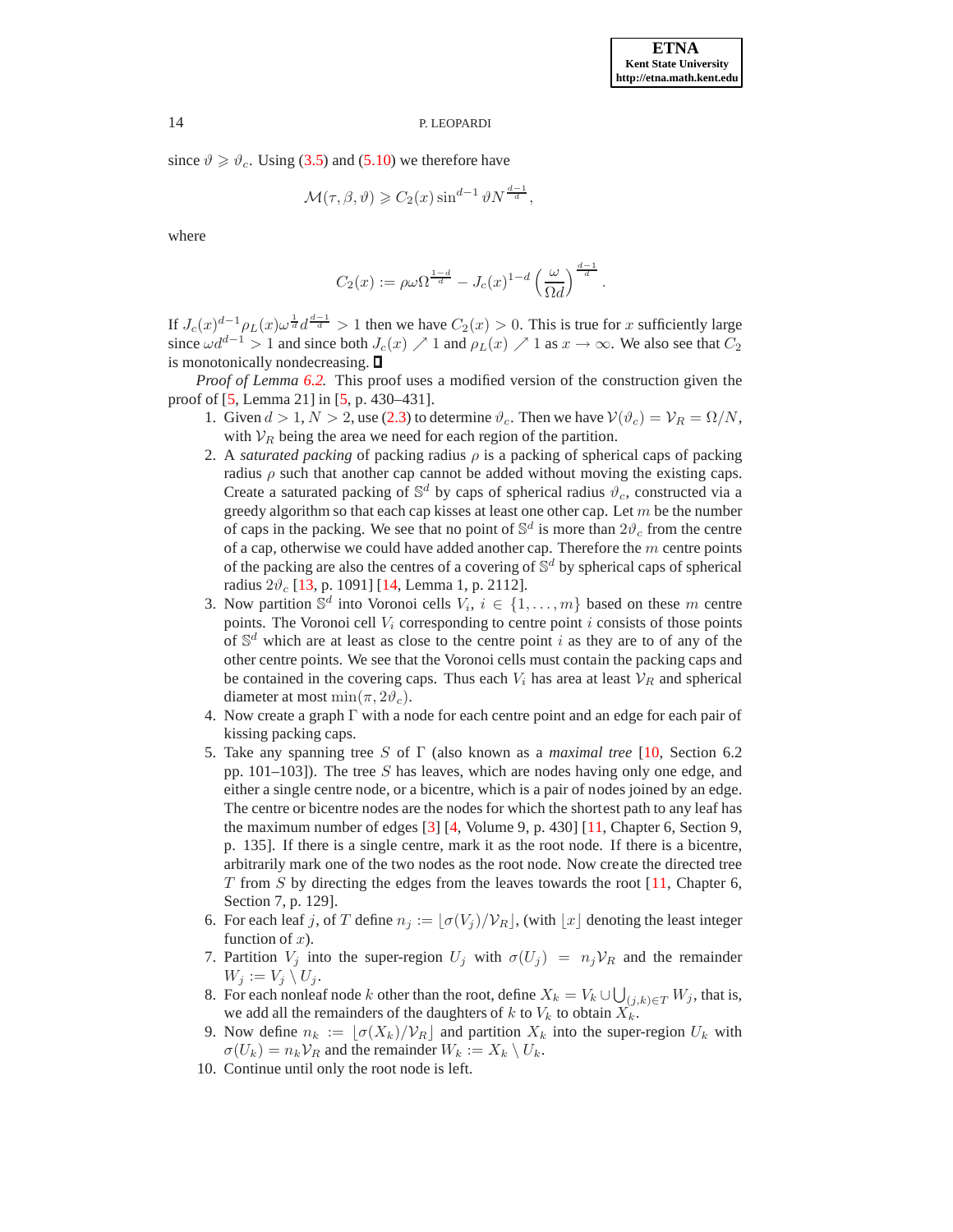since $\vartheta \geqslant \vartheta_c$. Using (3.5) and (5.10) we therefore have

$$\mathcal{M}(\tau, \beta, \vartheta) \geqslant C_2(x) \sin^{d-1} \vartheta N^{\frac{d-1}{d}},$$

where

$$C_2(x) := \rho \omega \Omega^{\frac{1-d}{d}} - J_c(x)^{1-d} \left( \frac{\omega}{\Omega d} \right)^{\frac{d-1}{d}}.$$

If $J_c(x)^{d-1} \rho_L(x) \omega^{\frac{1}{d}} d^{\frac{d-1}{d}} > 1$ then we have $C_2(x) > 0$. This is true for $x$ sufficiently large since $\omega d^{d-1} > 1$ and since both $J_c(x) \nearrow 1$ and $\rho_L(x) \nearrow 1$ as $x \to \infty$. We also see that $C_2$ is monotonically nondecreasing. ∎

*Proof of Lemma 6.2.* This proof uses a modified version of the construction given the proof of [5, Lemma 21] in [5, p. 430–431].

1. Given $d > 1$, $N > 2$, use (2.3) to determine $\vartheta_c$. Then we have $\mathcal{V}(\vartheta_c) = \mathcal{V}_R = \Omega/N$, with $\mathcal{V}_R$ being the area we need for each region of the partition.
2. A *saturated packing* of packing radius $\rho$ is a packing of spherical caps of packing radius $\rho$ such that another cap cannot be added without moving the existing caps. Create a saturated packing of $\mathbb{S}^d$ by caps of spherical radius $\vartheta_c$, constructed via a greedy algorithm so that each cap kisses at least one other cap. Let $m$ be the number of caps in the packing. We see that no point of $\mathbb{S}^d$ is more than $2\vartheta_c$ from the centre of a cap, otherwise we could have added another cap. Therefore the $m$ centre points of the packing are also the centres of a covering of $\mathbb{S}^d$ by spherical caps of spherical radius $2\vartheta_c$ [13, p. 1091] [14, Lemma 1, p. 2112].
3. Now partition $\mathbb{S}^d$ into Voronoi cells $V_i$, $i \in \{1, \ldots, m\}$ based on these $m$ centre points. The Voronoi cell $V_i$ corresponding to centre point $i$ consists of those points of $\mathbb{S}^d$ which are at least as close to the centre point $i$ as they are to of any of the other centre points. We see that the Voronoi cells must contain the packing caps and be contained in the covering caps. Thus each $V_i$ has area at least $\mathcal{V}_R$ and spherical diameter at most $\min(\pi, 2\vartheta_c)$.
4. Now create a graph $\Gamma$ with a node for each centre point and an edge for each pair of kissing packing caps.
5. Take any spanning tree $S$ of $\Gamma$ (also known as a *maximal tree* [10, Section 6.2 pp. 101–103]). The tree $S$ has leaves, which are nodes having only one edge, and either a single centre node, or a bicentre, which is a pair of nodes joined by an edge. The centre or bicentre nodes are the nodes for which the shortest path to any leaf has the maximum number of edges [3] [4, Volume 9, p. 430] [11, Chapter 6, Section 9, p. 135]. If there is a single centre, mark it as the root node. If there is a bicentre, arbitrarily mark one of the two nodes as the root node. Now create the directed tree $T$ from $S$ by directing the edges from the leaves towards the root [11, Chapter 6, Section 7, p. 129].
6. For each leaf $j$, of $T$ define $n_j := \lfloor \sigma(V_j)/\mathcal{V}_R \rfloor$, (with $\lfloor x \rfloor$ denoting the least integer function of $x$).
7. Partition $V_j$ into the super-region $U_j$ with $\sigma(U_j) = n_j \mathcal{V}_R$ and the remainder $W_j := V_j \setminus U_j$.
8. For each nonleaf node $k$ other than the root, define $X_k = V_k \cup \bigcup_{(j,k) \in T} W_j$, that is, we add all the remainders of the daughters of $k$ to $V_k$ to obtain $X_k$.
9. Now define $n_k := \lfloor \sigma(X_k)/\mathcal{V}_R \rfloor$ and partition $X_k$ into the super-region $U_k$ with $\sigma(U_k) = n_k \mathcal{V}_R$ and the remainder $W_k := X_k \setminus U_k$.
10. Continue until only the root node is left.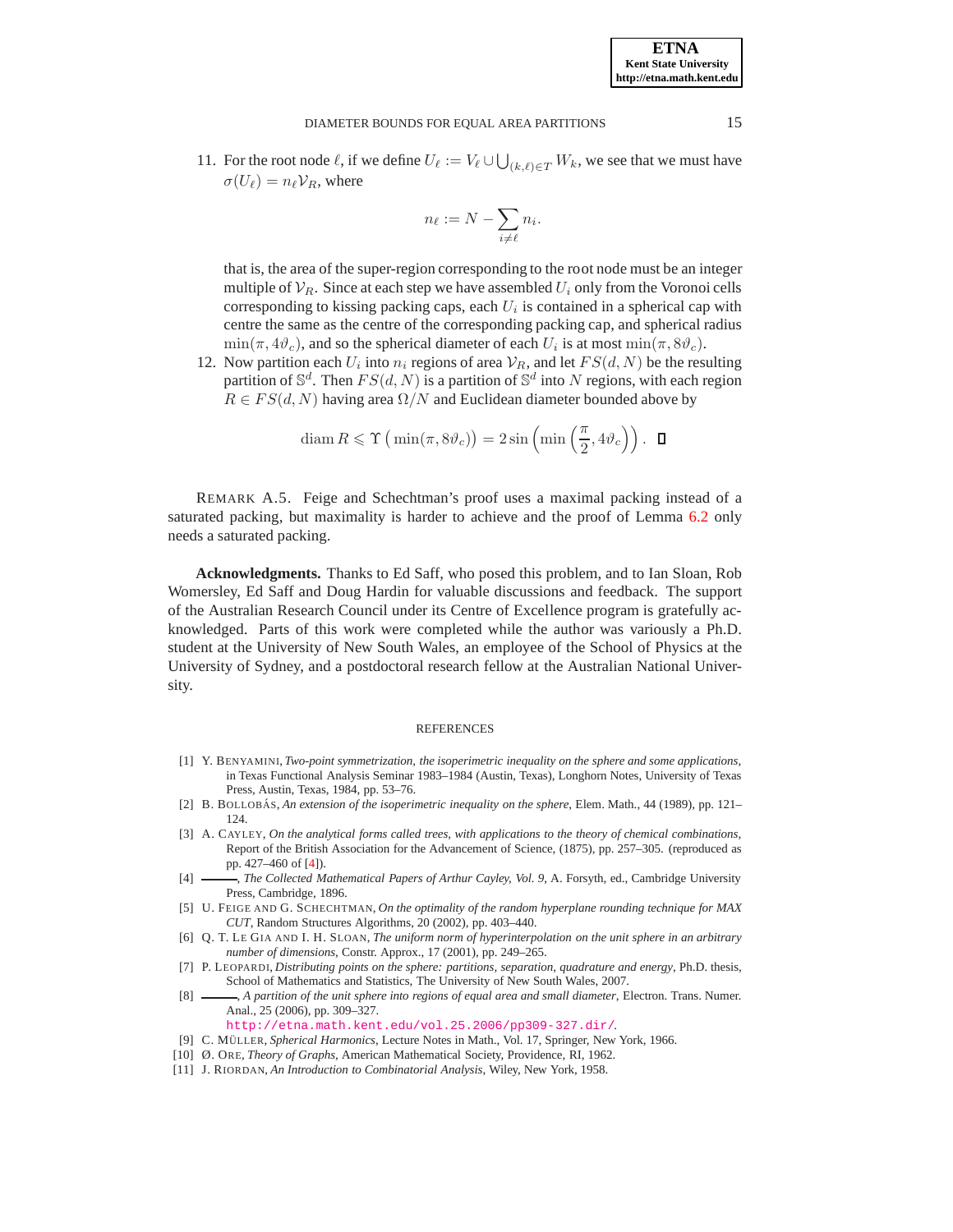11. For the root node $\ell$, if we define $U_\ell := V_\ell \cup \bigcup_{(k,\ell)\in T} W_k$, we see that we must have $\sigma(U_\ell) = n_\ell \mathcal{V}_R$, where

$$n_\ell := N - \sum_{i \neq \ell} n_i.$$

that is, the area of the super-region corresponding to the root node must be an integer multiple of $\mathcal{V}_R$. Since at each step we have assembled $U_i$ only from the Voronoi cells corresponding to kissing packing caps, each $U_i$ is contained in a spherical cap with centre the same as the centre of the corresponding packing cap, and spherical radius $\min(\pi, 4\vartheta_c)$, and so the spherical diameter of each $U_i$ is at most $\min(\pi, 8\vartheta_c)$.

12. Now partition each $U_i$ into $n_i$ regions of area $\mathcal{V}_R$, and let $FS(d,N)$ be the resulting partition of $\mathbb{S}^d$. Then $FS(d,N)$ is a partition of $\mathbb{S}^d$ into $N$ regions, with each region $R \in FS(d,N)$ having area $\Omega/N$ and Euclidean diameter bounded above by

$$\operatorname{diam} R \leqslant \Upsilon\left(\min(\pi, 8\vartheta_c)\right) = 2\sin\left(\min\left(\frac{\pi}{2}, 4\vartheta_c\right)\right). \quad \square$$

REMARK A.5. Feige and Schechtman's proof uses a maximal packing instead of a saturated packing, but maximality is harder to achieve and the proof of Lemma 6.2 only needs a saturated packing.

**Acknowledgments.** Thanks to Ed Saff, who posed this problem, and to Ian Sloan, Rob Womersley, Ed Saff and Doug Hardin for valuable discussions and feedback. The support of the Australian Research Council under its Centre of Excellence program is gratefully acknowledged. Parts of this work were completed while the author was variously a Ph.D. student at the University of New South Wales, an employee of the School of Physics at the University of Sydney, and a postdoctoral research fellow at the Australian National University.

## REFERENCES

[1] Y. BENYAMINI, *Two-point symmetrization, the isoperimetric inequality on the sphere and some applications*, in Texas Functional Analysis Seminar 1983–1984 (Austin, Texas), Longhorn Notes, University of Texas Press, Austin, Texas, 1984, pp. 53–76.

[2] B. BOLLOBÁS, *An extension of the isoperimetric inequality on the sphere*, Elem. Math., 44 (1989), pp. 121–124.

[3] A. CAYLEY, *On the analytical forms called trees, with applications to the theory of chemical combinations*, Report of the British Association for the Advancement of Science, (1875), pp. 257–305. (reproduced as pp. 427–460 of [4]).

[4] ———, *The Collected Mathematical Papers of Arthur Cayley, Vol. 9*, A. Forsyth, ed., Cambridge University Press, Cambridge, 1896.

[5] U. FEIGE AND G. SCHECHTMAN, *On the optimality of the random hyperplane rounding technique for MAX CUT*, Random Structures Algorithms, 20 (2002), pp. 403–440.

[6] Q. T. LE GIA AND I. H. SLOAN, *The uniform norm of hyperinterpolation on the unit sphere in an arbitrary number of dimensions*, Constr. Approx., 17 (2001), pp. 249–265.

[7] P. LEOPARDI, *Distributing points on the sphere: partitions, separation, quadrature and energy*, Ph.D. thesis, School of Mathematics and Statistics, The University of New South Wales, 2007.

[8] ———, *A partition of the unit sphere into regions of equal area and small diameter*, Electron. Trans. Numer. Anal., 25 (2006), pp. 309–327. http://etna.math.kent.edu/vol.25.2006/pp309-327.dir/.

[9] C. MÜLLER, *Spherical Harmonics*, Lecture Notes in Math., Vol. 17, Springer, New York, 1966.

[10] Ø. ORE, *Theory of Graphs*, American Mathematical Society, Providence, RI, 1962.

[11] J. RIORDAN, *An Introduction to Combinatorial Analysis*, Wiley, New York, 1958.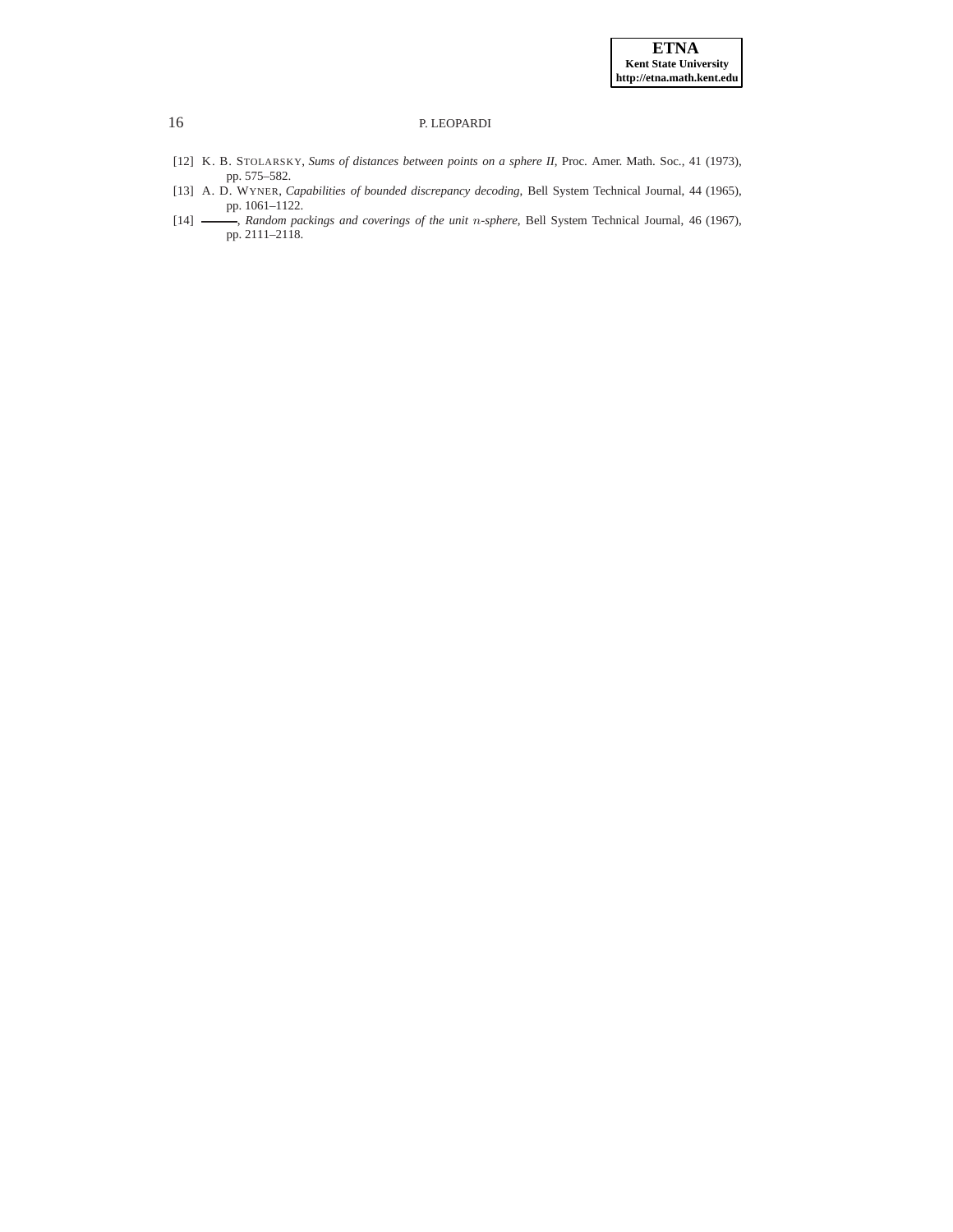[12] K. B. STOLARSKY, *Sums of distances between points on a sphere II*, Proc. Amer. Math. Soc., 41 (1973), pp. 575–582.

[13] A. D. WYNER, *Capabilities of bounded discrepancy decoding*, Bell System Technical Journal, 44 (1965), pp. 1061–1122.

[14] ———, *Random packings and coverings of the unit $n$-sphere*, Bell System Technical Journal, 46 (1967), pp. 2111–2118.